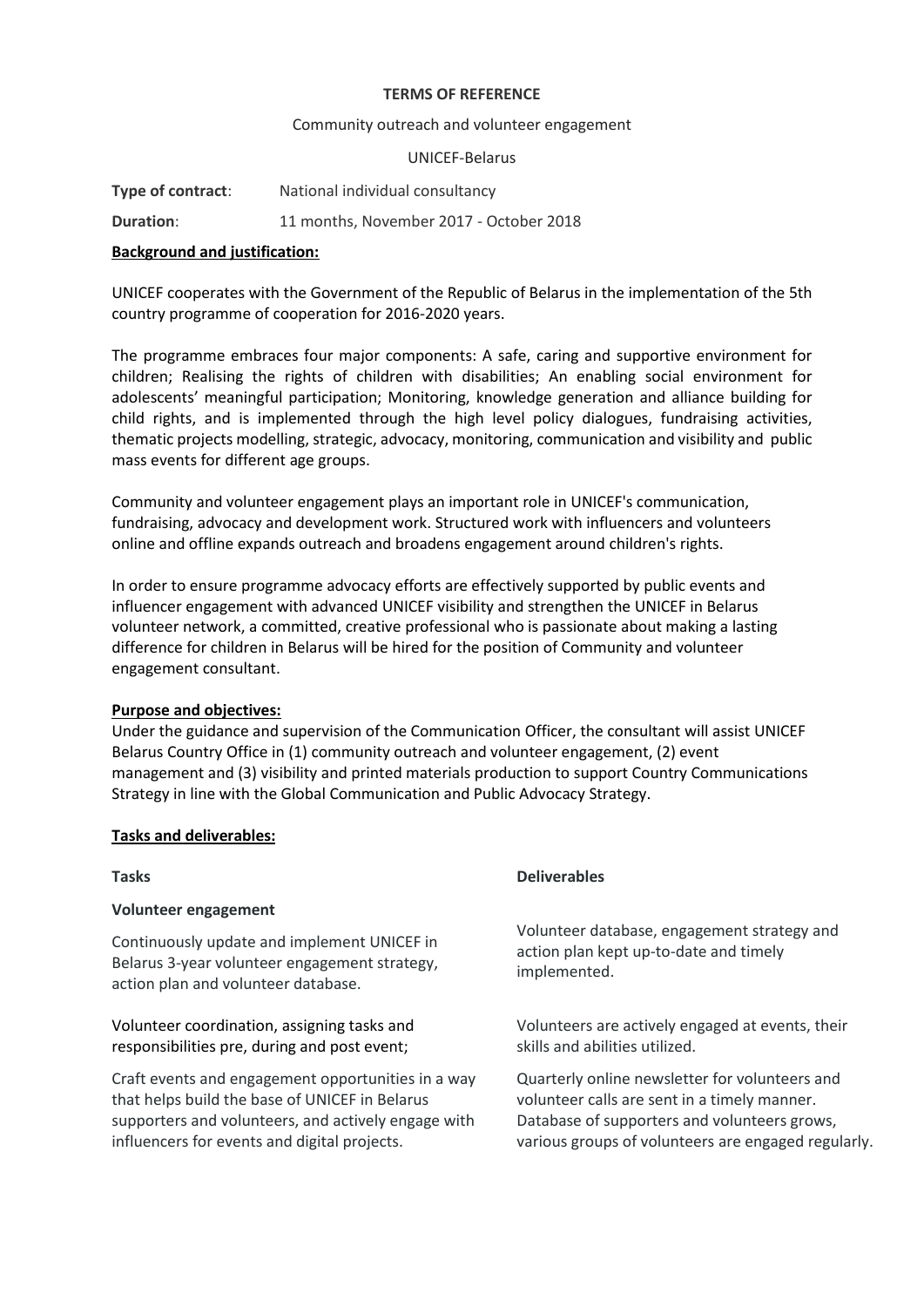**TERMS OF REFERENCE**

Community outreach and volunteer engagement

UNICEF-Belarus

**Type of contract**: National individual consultancy

**Duration**: 11 months, November 2017 - October 2018

**Background and justification:**

UNICEF cooperates with the Government of the Republic of Belarus in the implementation of the 5th country programme of cooperation for 2016-2020 years.

The programme embraces four major components: A safe, caring and supportive environment for children; Realising the rights of children with disabilities; An enabling social environment for adolescents' meaningful participation; Monitoring, knowledge generation and alliance building for child rights, and is implemented through the high level policy dialogues, fundraising activities, thematic projects modelling, strategic, advocacy, monitoring, communication and visibility and public mass events for different age groups.

Community and volunteer engagement plays an important role in UNICEF's communication, fundraising, advocacy and development work. Structured work with influencers and volunteers online and offline expands outreach and broadens engagement around children's rights.

In order to ensure programme advocacy efforts are effectively supported by public events and influencer engagement with advanced UNICEF visibility and strengthen the UNICEF in Belarus volunteer network, a committed, creative professional who is passionate about making a lasting difference for children in Belarus will be hired for the position of Community and volunteer engagement consultant.

**Purpose and objectives:**

Under the guidance and supervision of the Communication Officer, the consultant will assist UNICEF Belarus Country Office in (1) community outreach and volunteer engagement, (2) event management and (3) visibility and printed materials production to support Country Communications Strategy in line with the Global Communication and Public Advocacy Strategy.

**Tasks and deliverables:**

| Tasks | Deliverables |
|---|---|
| **Volunteer engagement** | |
| Continuously update and implement UNICEF in Belarus 3-year volunteer engagement strategy, action plan and volunteer database. | Volunteer database, engagement strategy and action plan kept up-to-date and timely implemented. |
| Volunteer coordination, assigning tasks and responsibilities pre, during and post event; | Volunteers are actively engaged at events, their skills and abilities utilized. |
| Craft events and engagement opportunities in a way that helps build the base of UNICEF in Belarus supporters and volunteers, and actively engage with influencers for events and digital projects. | Quarterly online newsletter for volunteers and volunteer calls are sent in a timely manner. Database of supporters and volunteers grows, various groups of volunteers are engaged regularly. |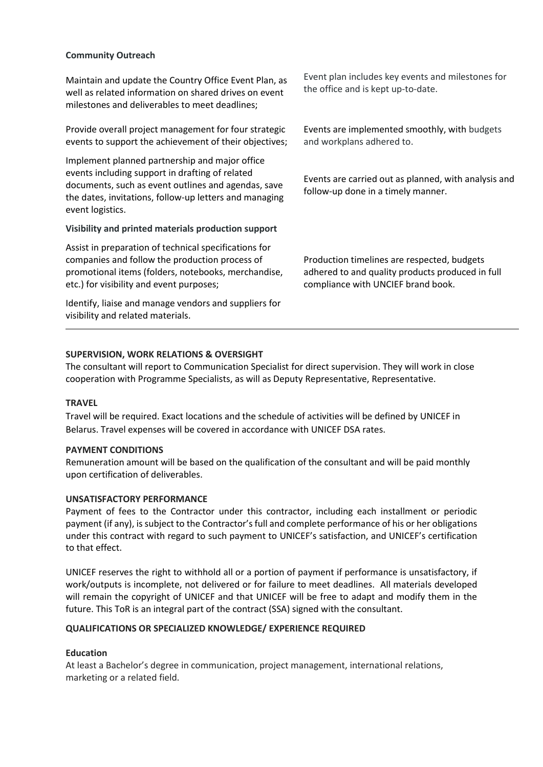| **Community Outreach** | |
|---|---|
| Maintain and update the Country Office Event Plan, as well as related information on shared drives on event milestones and deliverables to meet deadlines; | Event plan includes key events and milestones for the office and is kept up-to-date. |
| Provide overall project management for four strategic events to support the achievement of their objectives; | Events are implemented smoothly, with budgets and workplans adhered to. |
| Implement planned partnership and major office events including support in drafting of related documents, such as event outlines and agendas, save the dates, invitations, follow-up letters and managing event logistics. | Events are carried out as planned, with analysis and follow-up done in a timely manner. |
| **Visibility and printed materials production support** | |
| Assist in preparation of technical specifications for companies and follow the production process of promotional items (folders, notebooks, merchandise, etc.) for visibility and event purposes;<br><br>Identify, liaise and manage vendors and suppliers for visibility and related materials. | Production timelines are respected, budgets adhered to and quality products produced in full compliance with UNCIEF brand book. |

**SUPERVISION, WORK RELATIONS & OVERSIGHT**

The consultant will report to Communication Specialist for direct supervision. They will work in close cooperation with Programme Specialists, as will as Deputy Representative, Representative.

**TRAVEL**

Travel will be required. Exact locations and the schedule of activities will be defined by UNICEF in Belarus. Travel expenses will be covered in accordance with UNICEF DSA rates.

**PAYMENT CONDITIONS**

Remuneration amount will be based on the qualification of the consultant and will be paid monthly upon certification of deliverables.

**UNSATISFACTORY PERFORMANCE**

Payment of fees to the Contractor under this contractor, including each installment or periodic payment (if any), is subject to the Contractor's full and complete performance of his or her obligations under this contract with regard to such payment to UNICEF's satisfaction, and UNICEF's certification to that effect.

UNICEF reserves the right to withhold all or a portion of payment if performance is unsatisfactory, if work/outputs is incomplete, not delivered or for failure to meet deadlines. All materials developed will remain the copyright of UNICEF and that UNICEF will be free to adapt and modify them in the future. This ToR is an integral part of the contract (SSA) signed with the consultant.

**QUALIFICATIONS OR SPECIALIZED KNOWLEDGE/ EXPERIENCE REQUIRED**

**Education**

At least a Bachelor's degree in communication, project management, international relations, marketing or a related field.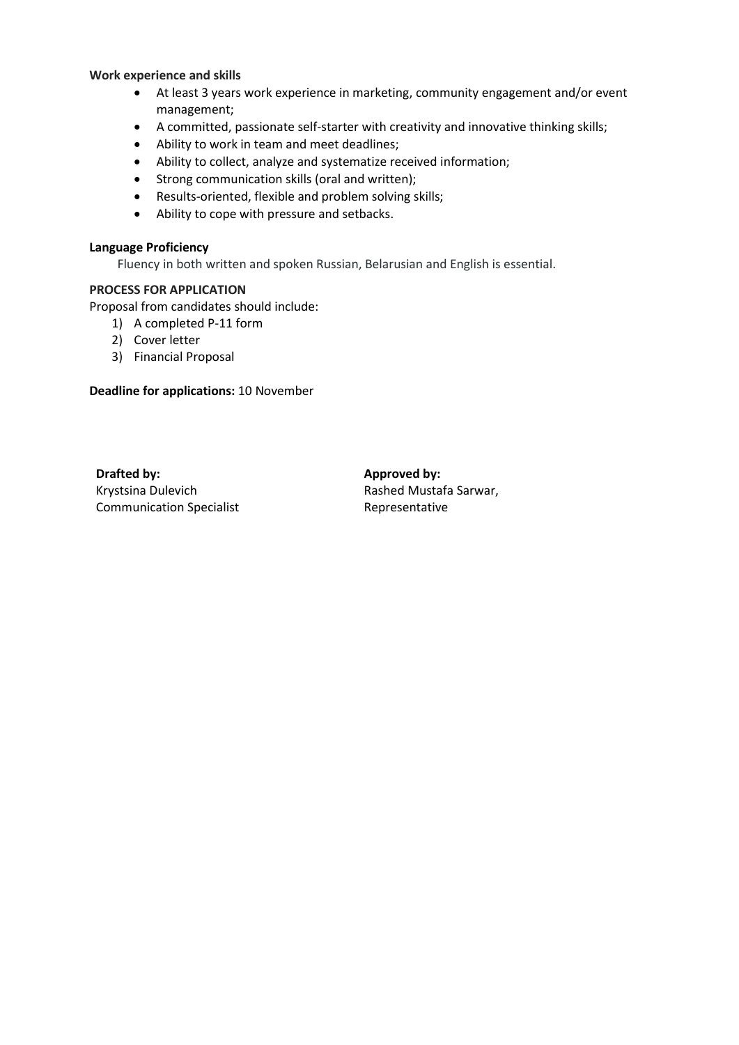**Work experience and skills**

- At least 3 years work experience in marketing, community engagement and/or event management;
- A committed, passionate self-starter with creativity and innovative thinking skills;
- Ability to work in team and meet deadlines;
- Ability to collect, analyze and systematize received information;
- Strong communication skills (oral and written);
- Results-oriented, flexible and problem solving skills;
- Ability to cope with pressure and setbacks.

**Language Proficiency**

Fluency in both written and spoken Russian, Belarusian and English is essential.

**PROCESS FOR APPLICATION**

Proposal from candidates should include:

1) A completed P-11 form
2) Cover letter
3) Financial Proposal

**Deadline for applications:** 10 November

**Drafted by:**
Krystsina Dulevich
Communication Specialist

**Approved by:**
Rashed Mustafa Sarwar,
Representative